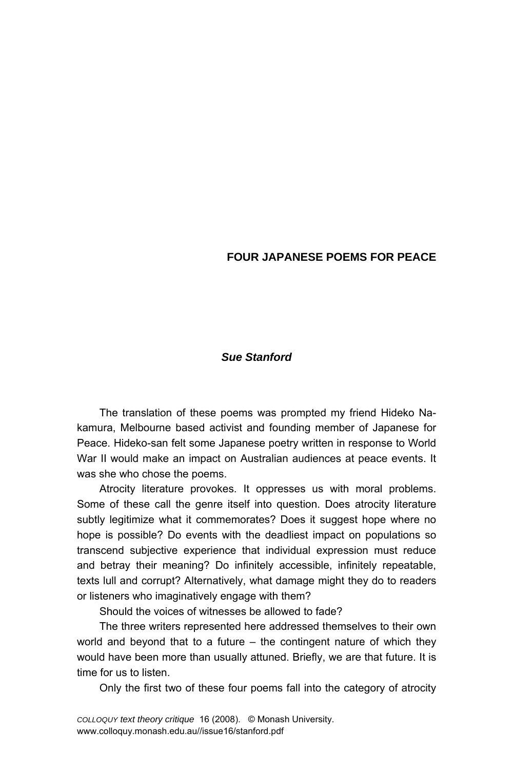# FOUR JAPANESE POEMS FOR PEACE

***Sue Stanford***

The translation of these poems was prompted my friend Hideko Nakamura, Melbourne based activist and founding member of Japanese for Peace. Hideko-san felt some Japanese poetry written in response to World War II would make an impact on Australian audiences at peace events. It was she who chose the poems.

Atrocity literature provokes. It oppresses us with moral problems. Some of these call the genre itself into question. Does atrocity literature subtly legitimize what it commemorates? Does it suggest hope where no hope is possible? Do events with the deadliest impact on populations so transcend subjective experience that individual expression must reduce and betray their meaning? Do infinitely accessible, infinitely repeatable, texts lull and corrupt? Alternatively, what damage might they do to readers or listeners who imaginatively engage with them?

Should the voices of witnesses be allowed to fade?

The three writers represented here addressed themselves to their own world and beyond that to a future – the contingent nature of which they would have been more than usually attuned. Briefly, we are that future. It is time for us to listen.

Only the first two of these four poems fall into the category of atrocity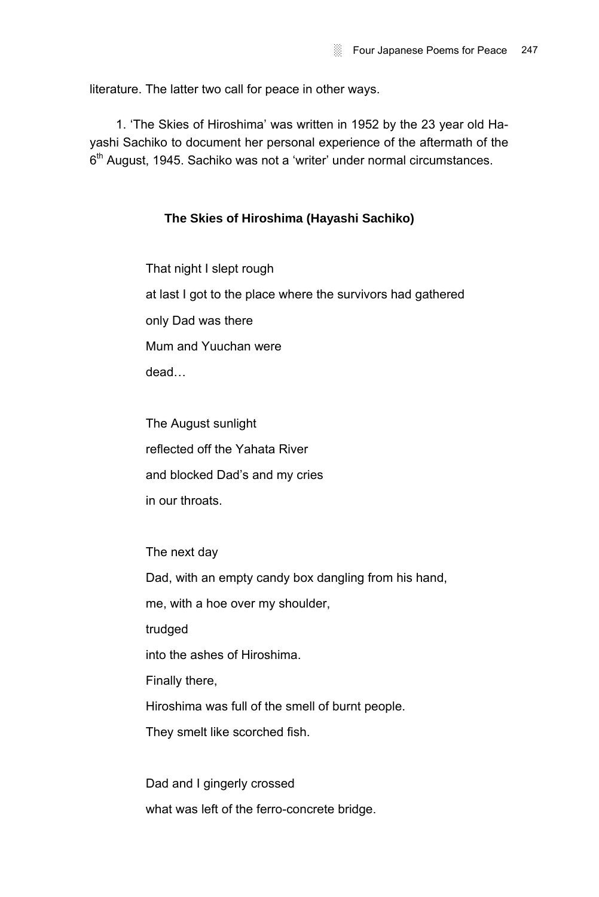literature. The latter two call for peace in other ways.

1. 'The Skies of Hiroshima' was written in 1952 by the 23 year old Hayashi Sachiko to document her personal experience of the aftermath of the 6th August, 1945. Sachiko was not a 'writer' under normal circumstances.

### The Skies of Hiroshima (Hayashi Sachiko)

That night I slept rough  
at last I got to the place where the survivors had gathered  
only Dad was there  
Mum and Yuuchan were  
dead…

The August sunlight  
reflected off the Yahata River  
and blocked Dad's and my cries  
in our throats.

The next day  
Dad, with an empty candy box dangling from his hand,  
me, with a hoe over my shoulder,  
trudged  
into the ashes of Hiroshima.  
Finally there,  
Hiroshima was full of the smell of burnt people.  
They smelt like scorched fish.

Dad and I gingerly crossed  
what was left of the ferro-concrete bridge.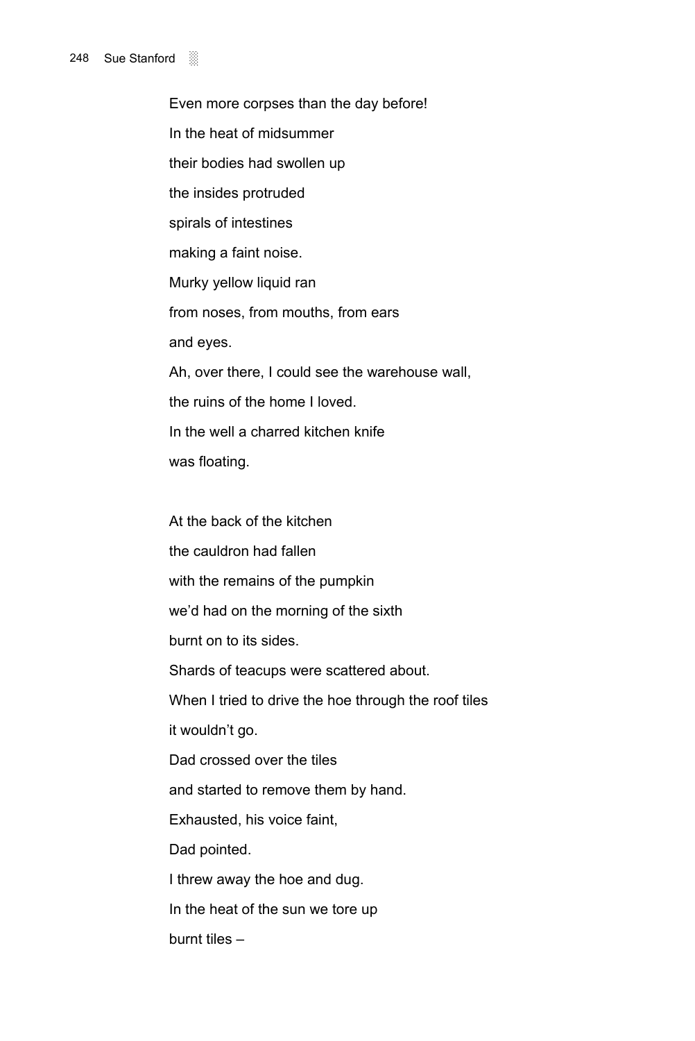Even more corpses than the day before!  
In the heat of midsummer  
their bodies had swollen up  
the insides protruded  
spirals of intestines  
making a faint noise.  
Murky yellow liquid ran  
from noses, from mouths, from ears  
and eyes.  
Ah, over there, I could see the warehouse wall,  
the ruins of the home I loved.  
In the well a charred kitchen knife  
was floating.

At the back of the kitchen  
the cauldron had fallen  
with the remains of the pumpkin  
we'd had on the morning of the sixth  
burnt on to its sides.  
Shards of teacups were scattered about.  
When I tried to drive the hoe through the roof tiles  
it wouldn't go.  
Dad crossed over the tiles  
and started to remove them by hand.  
Exhausted, his voice faint,  
Dad pointed.  
I threw away the hoe and dug.  
In the heat of the sun we tore up  
burnt tiles –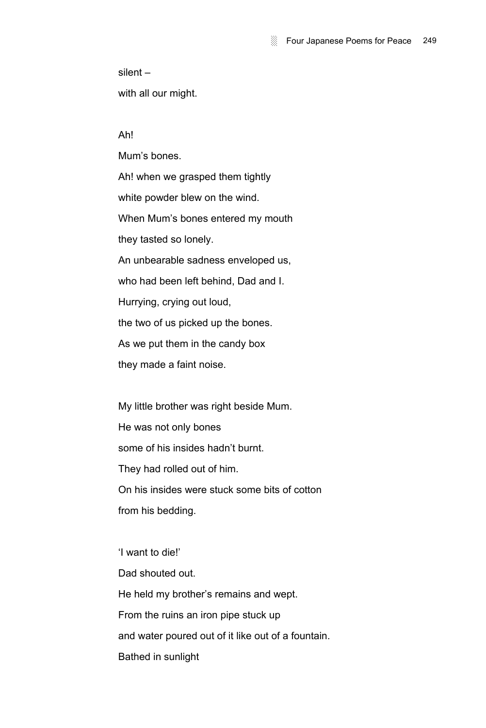silent –

with all our might.

Ah!

Mum's bones.

Ah! when we grasped them tightly

white powder blew on the wind.

When Mum's bones entered my mouth

they tasted so lonely.

An unbearable sadness enveloped us,

who had been left behind, Dad and I.

Hurrying, crying out loud,

the two of us picked up the bones.

As we put them in the candy box

they made a faint noise.

My little brother was right beside Mum.

He was not only bones

some of his insides hadn't burnt.

They had rolled out of him.

On his insides were stuck some bits of cotton

from his bedding.

'I want to die!'

Dad shouted out.

He held my brother's remains and wept.

From the ruins an iron pipe stuck up

and water poured out of it like out of a fountain.

Bathed in sunlight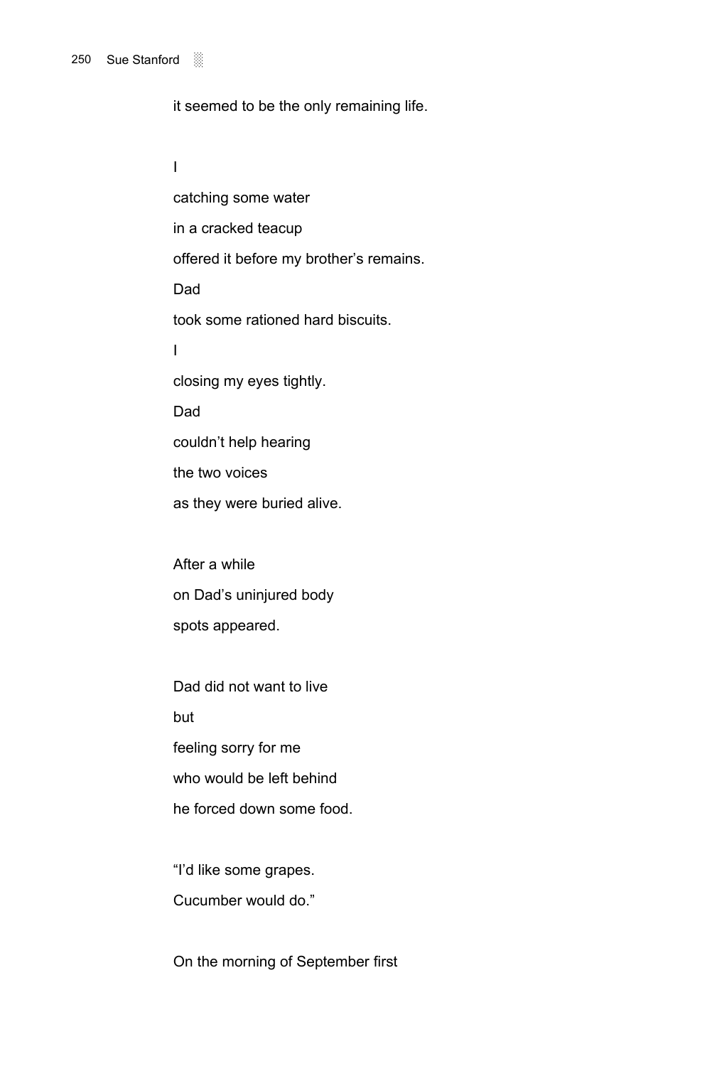it seemed to be the only remaining life.

I

catching some water

in a cracked teacup

offered it before my brother's remains.

Dad

took some rationed hard biscuits.

I

closing my eyes tightly.

Dad

couldn't help hearing

the two voices

as they were buried alive.

After a while

on Dad's uninjured body

spots appeared.

Dad did not want to live

but

feeling sorry for me

who would be left behind

he forced down some food.

"I'd like some grapes.

Cucumber would do."

On the morning of September first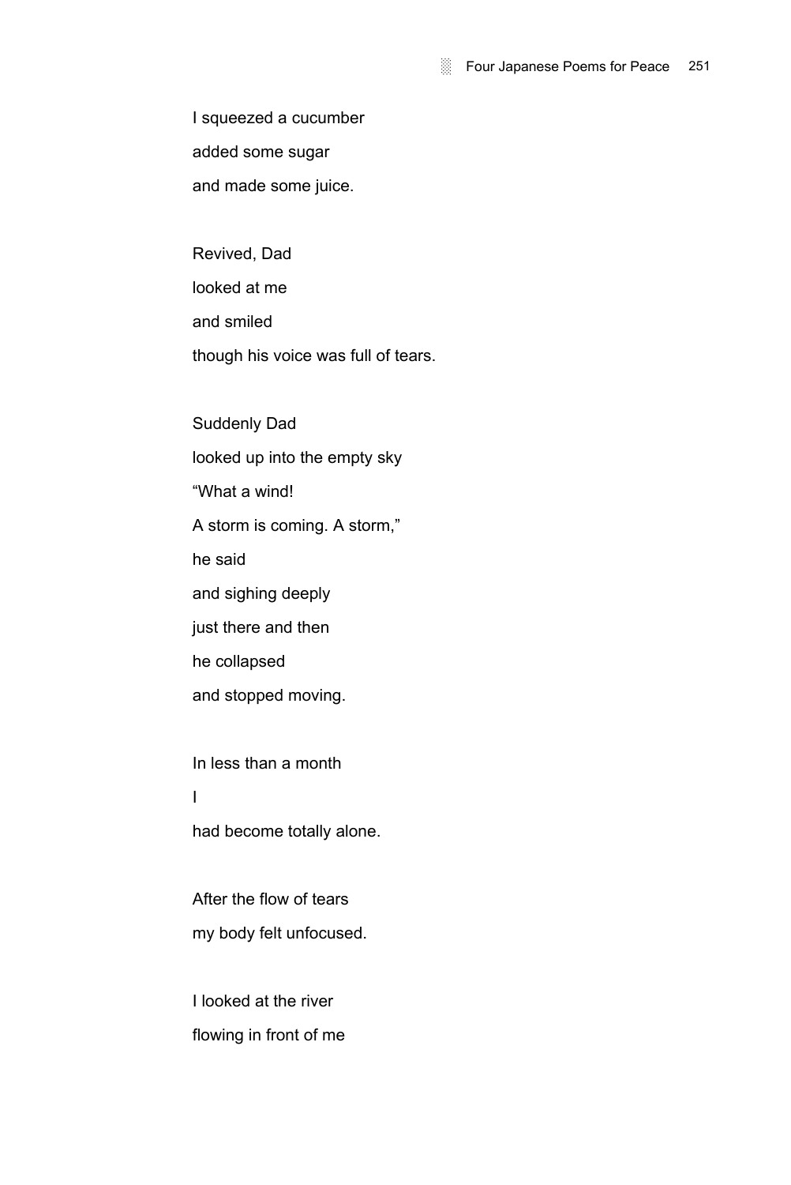I squeezed a cucumber
added some sugar
and made some juice.

Revived, Dad
looked at me
and smiled
though his voice was full of tears.

Suddenly Dad
looked up into the empty sky
"What a wind!
A storm is coming. A storm,"
he said
and sighing deeply
just there and then
he collapsed
and stopped moving.

In less than a month
I
had become totally alone.

After the flow of tears
my body felt unfocused.

I looked at the river
flowing in front of me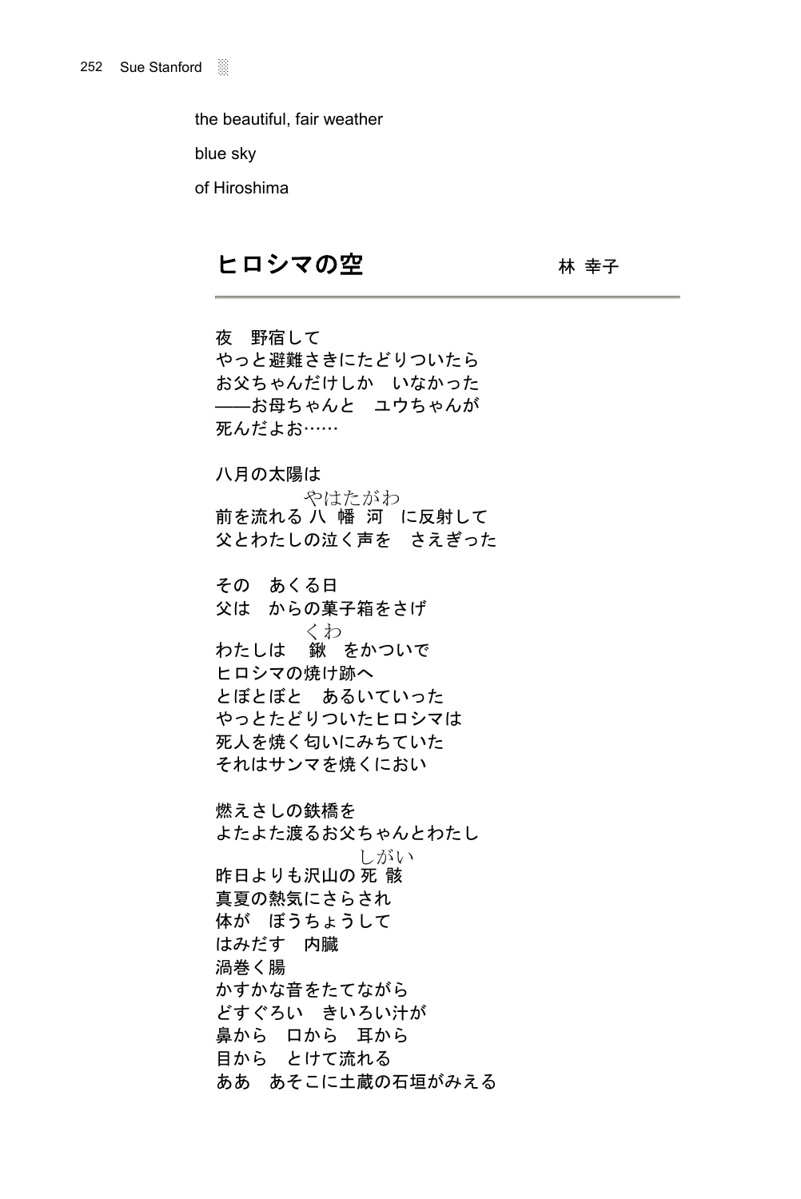the beautiful, fair weather

blue sky

of Hiroshima

## ヒロシマの空

林 幸子

---

夜　野宿して
やっと避難さきにたどりついたら
お父ちゃんだけしか　いなかった
——お母ちゃんと　ユウちゃんが
死んだよお……

八月の太陽は
前を流れる 八幡河（やはたがわ） に反射して
父とわたしの泣く声を　さえぎった

その　あくる日
父は　からの菓子箱をさげ
わたしは　鍬（くわ） をかついで
ヒロシマの焼け跡へ
とぼとぼと　あるいていった
やっとたどりついたヒロシマは
死人を焼く匂いにみちていた
それはサンマを焼くにおい

燃えさしの鉄橋を
よたよた渡るお父ちゃんとわたし
昨日よりも沢山の 死骸（しがい）
真夏の熱気にさらされ
体が　ぼうちょうして
はみだす　内臓
渦巻く腸
かすかな音をたてながら
どすぐろい　きいろい汁が
鼻から　口から　耳から
目から　とけて流れる
ああ　あそこに土蔵の石垣がみえる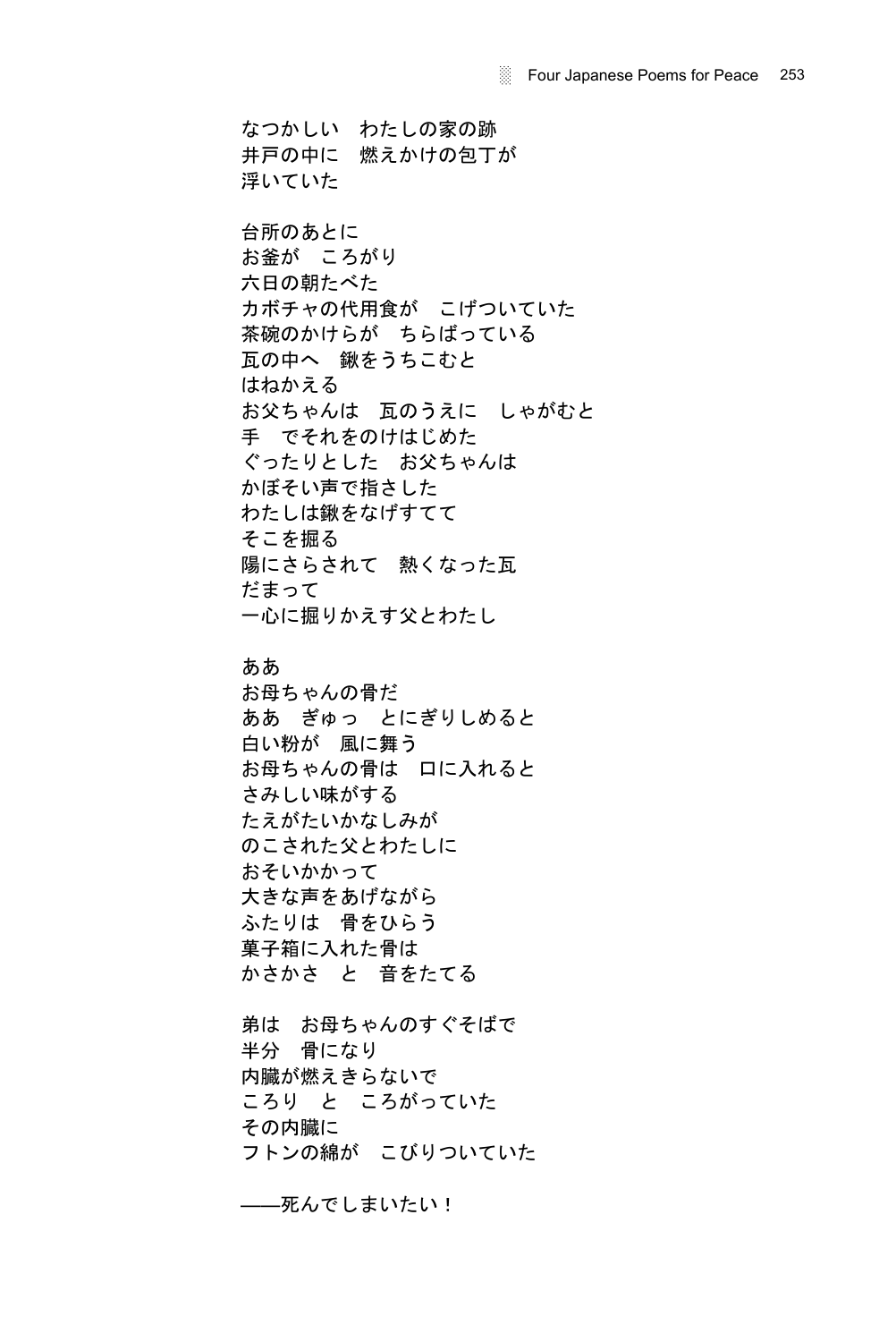なつかしい　わたしの家の跡
井戸の中に　燃えかけの包丁が
浮いていた

台所のあとに
お釜が　ころがり
六日の朝たべた
カボチャの代用食が　こげついていた
茶碗のかけらが　ちらばっている
瓦の中へ　鍬をうちこむと
はねかえる
お父ちゃんは　瓦のうえに　しゃがむと
手　でそれをのけはじめた
ぐったりとした　お父ちゃんは
かぼそい声で指さした
わたしは鍬をなげすてて
そこを掘る
陽にさらされて　熱くなった瓦
だまって
一心に掘りかえす父とわたし

ああ
お母ちゃんの骨だ
ああ　ぎゅっ　とにぎりしめると
白い粉が　風に舞う
お母ちゃんの骨は　口に入れると
さみしい味がする
たえがたいかなしみが
のこされた父とわたしに
おそいかかって
大きな声をあげながら
ふたりは　骨をひらう
菓子箱に入れた骨は
かさかさ　と　音をたてる

弟は　お母ちゃんのすぐそばで
半分　骨になり
内臓が燃えきらないで
ころり　と　ころがっていた
その内臓に
フトンの綿が　こびりついていた

——死んでしまいたい！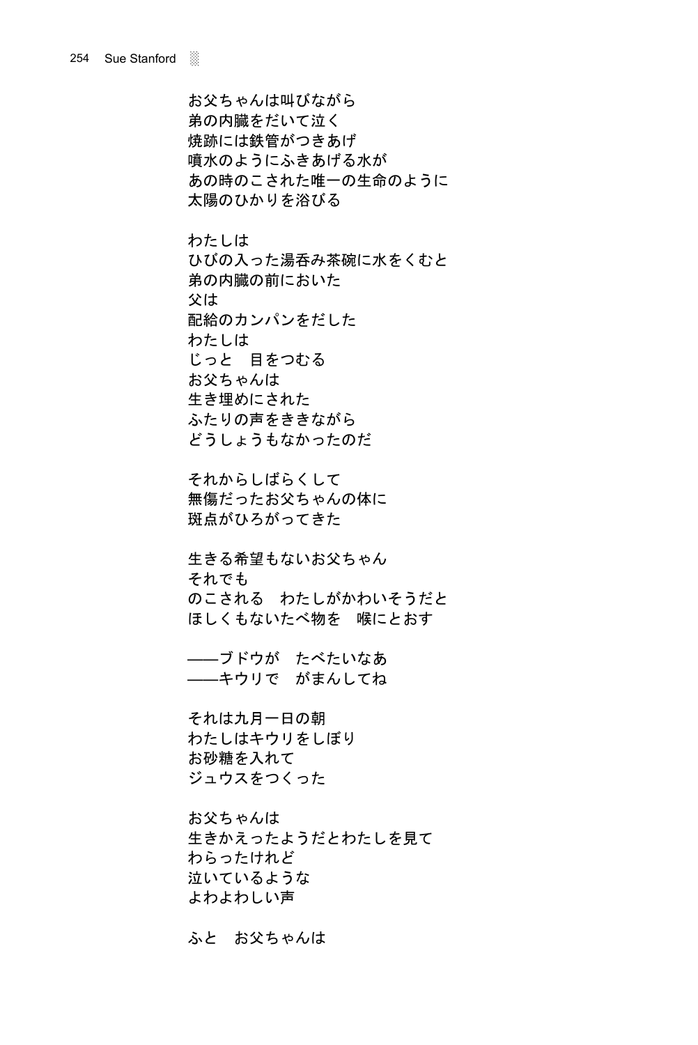お父ちゃんは叫びながら
弟の内臓をだいて泣く
焼跡には鉄管がつきあげ
噴水のようにふきあげる水が
あの時のこされた唯一の生命のように
太陽のひかりを浴びる

わたしは
ひびの入った湯呑み茶碗に水をくむと
弟の内臓の前においた
父は
配給のカンパンをだした
わたしは
じっと　目をつむる
お父ちゃんは
生き埋めにされた
ふたりの声をききながら
どうしょうもなかったのだ

それからしばらくして
無傷だったお父ちゃんの体に
斑点がひろがってきた

生きる希望もないお父ちゃん
それでも
のこされる　わたしがかわいそうだと
ほしくもないたべ物を　喉にとおす

——ブドウが　たべたいなあ
——キウリで　がまんしてね

それは九月一日の朝
わたしはキウリをしぼり
お砂糖を入れて
ジュウスをつくった

お父ちゃんは
生きかえったようだとわたしを見て
わらったけれど
泣いているような
よわよわしい声

ふと　お父ちゃんは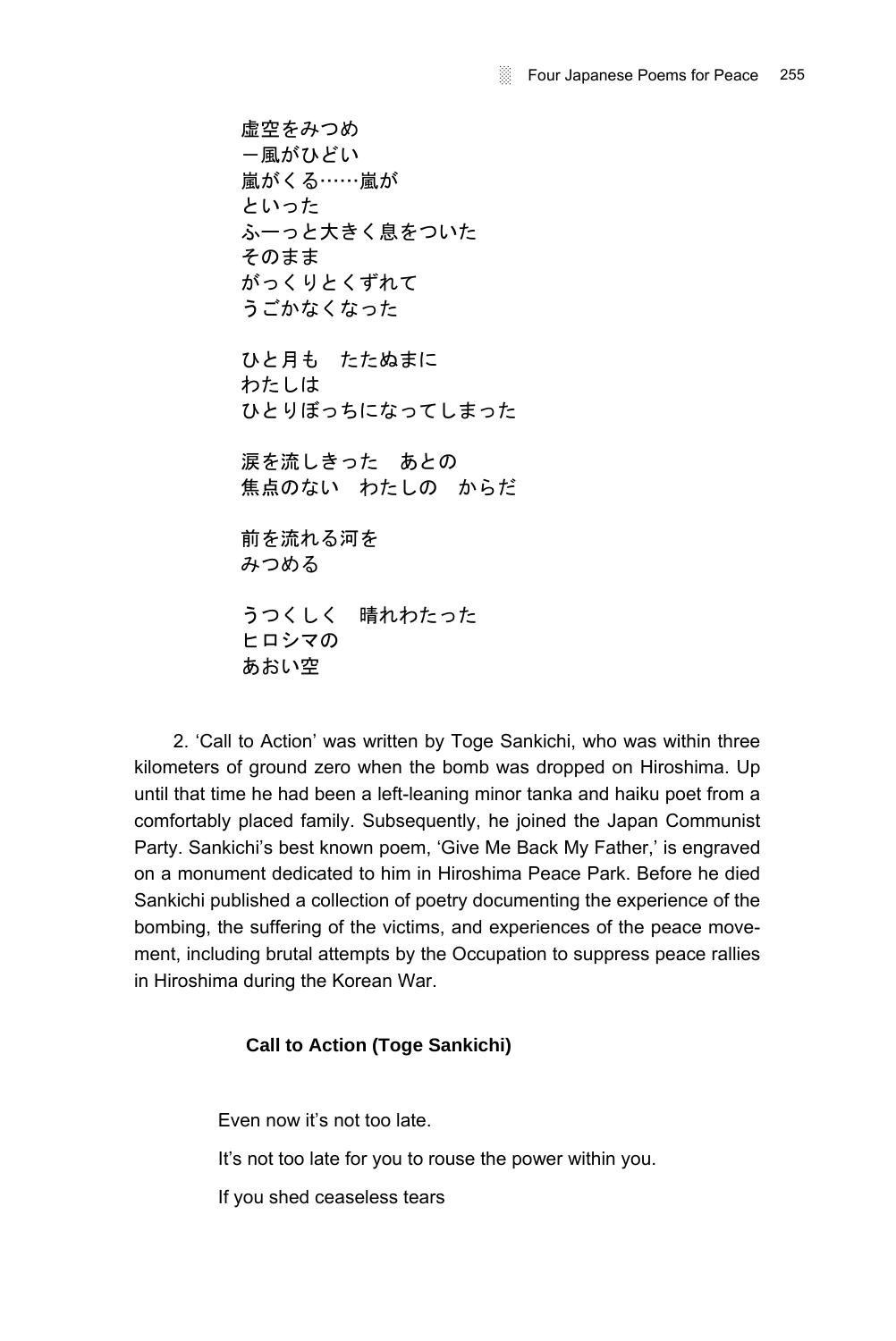虚空をみつめ
ー風がひどい
嵐がくる……嵐が
といった
ふーっと大きく息をついた
そのまま
がっくりとくずれて
うごかなくなった

ひと月も　たたぬまに
わたしは
ひとりぼっちになってしまった

涙を流しきった　あとの
焦点のない　わたしの　からだ

前を流れる河を
みつめる

うつくしく　晴れわたった
ヒロシマの
あおい空

2. 'Call to Action' was written by Toge Sankichi, who was within three kilometers of ground zero when the bomb was dropped on Hiroshima. Up until that time he had been a left-leaning minor tanka and haiku poet from a comfortably placed family. Subsequently, he joined the Japan Communist Party. Sankichi's best known poem, 'Give Me Back My Father,' is engraved on a monument dedicated to him in Hiroshima Peace Park. Before he died Sankichi published a collection of poetry documenting the experience of the bombing, the suffering of the victims, and experiences of the peace movement, including brutal attempts by the Occupation to suppress peace rallies in Hiroshima during the Korean War.

**Call to Action (Toge Sankichi)**

Even now it's not too late.

It's not too late for you to rouse the power within you.

If you shed ceaseless tears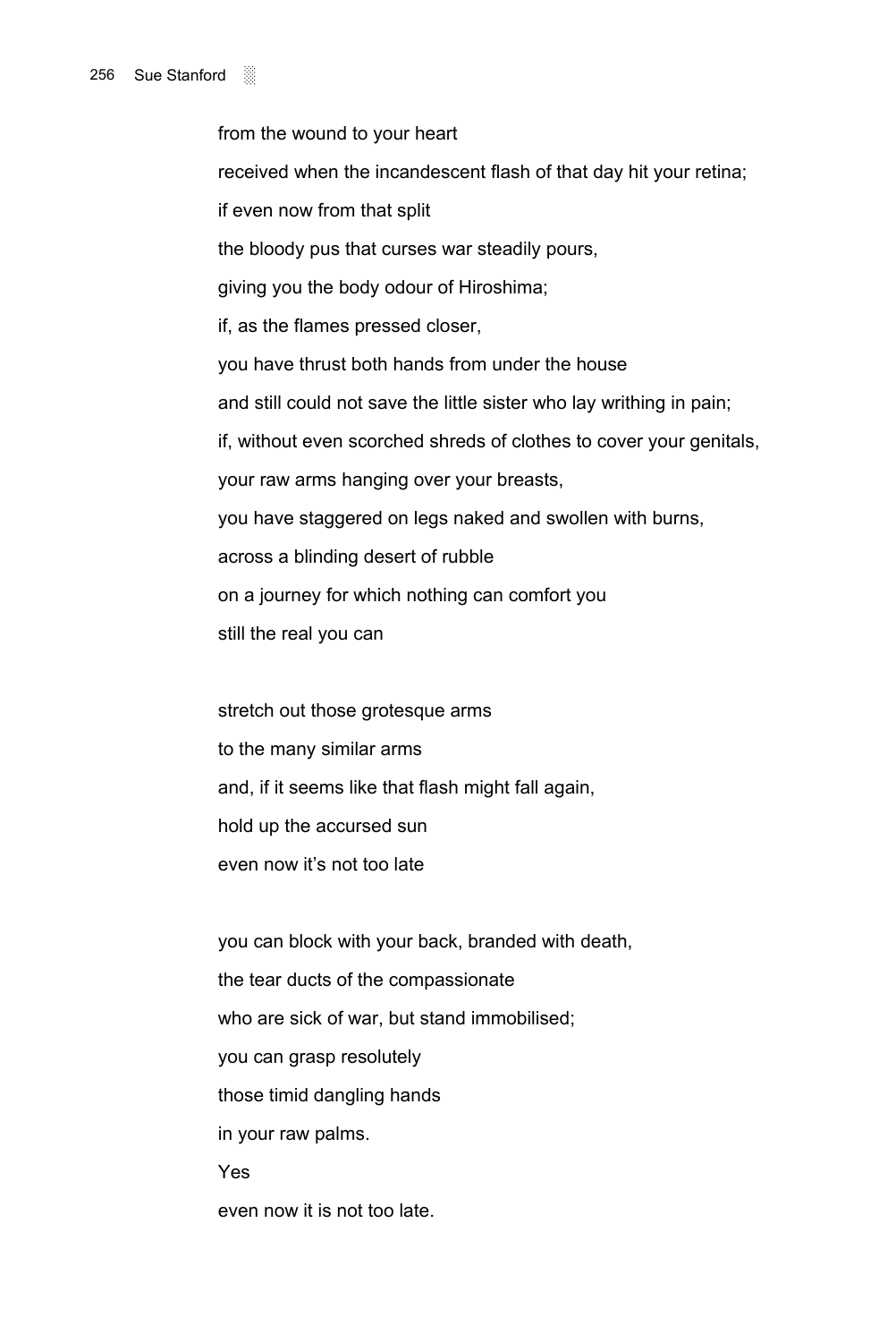from the wound to your heart

received when the incandescent flash of that day hit your retina;

if even now from that split

the bloody pus that curses war steadily pours,

giving you the body odour of Hiroshima;

if, as the flames pressed closer,

you have thrust both hands from under the house

and still could not save the little sister who lay writhing in pain;

if, without even scorched shreds of clothes to cover your genitals,

your raw arms hanging over your breasts,

you have staggered on legs naked and swollen with burns,

across a blinding desert of rubble

on a journey for which nothing can comfort you

still the real you can

stretch out those grotesque arms

to the many similar arms

and, if it seems like that flash might fall again,

hold up the accursed sun

even now it's not too late

you can block with your back, branded with death,

the tear ducts of the compassionate

who are sick of war, but stand immobilised;

you can grasp resolutely

those timid dangling hands

in your raw palms.

Yes

even now it is not too late.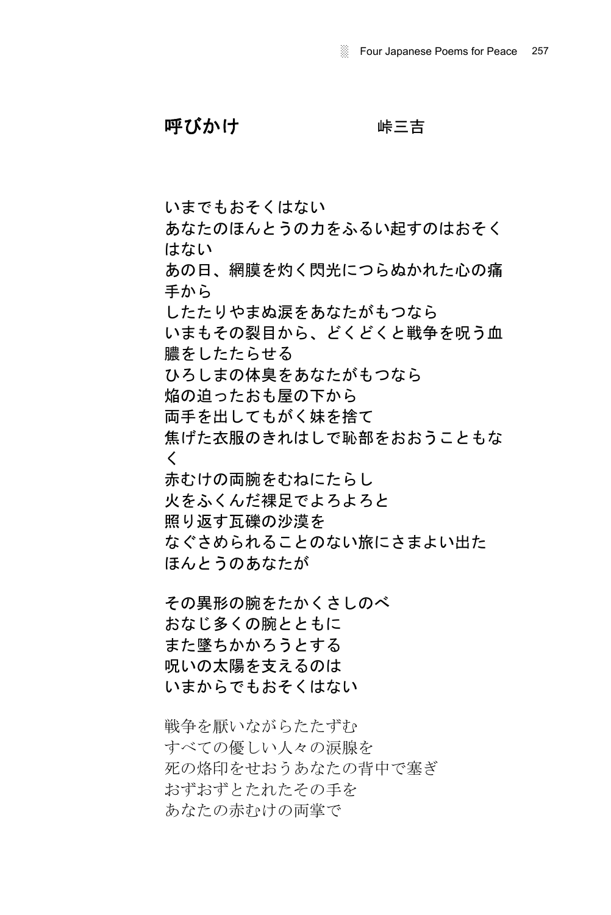## 呼びかけ　　　　　峠三吉

いまでもおそくはない
あなたのほんとうの力をふるい起すのはおそくはない
あの日、網膜を灼く閃光につらぬかれた心の痛手から
したたりやまぬ涙をあなたがもつなら
いまもその裂目から、どくどくと戦争を呪う血膿をしたたらせる
ひろしまの体臭をあなたがもつなら
焔の迫ったおも屋の下から
両手を出してもがく妹を捨て
焦げた衣服のきれはしで恥部をおおうこともなく
赤むけの両腕をむねにたらし
火をふくんだ裸足でよろよろと
照り返す瓦礫の沙漠を
なぐさめられることのない旅にさまよい出た
ほんとうのあなたが

その異形の腕をたかくさしのべ
おなじ多くの腕とともに
また墜ちかかろうとする
呪いの太陽を支えるのは
いまからでもおそくはない

戦争を厭いながらたたずむ
すべての優しい人々の涙腺を
死の烙印をせおうあなたの背中で塞ぎ
おずおずとたれたその手を
あなたの赤むけの両掌で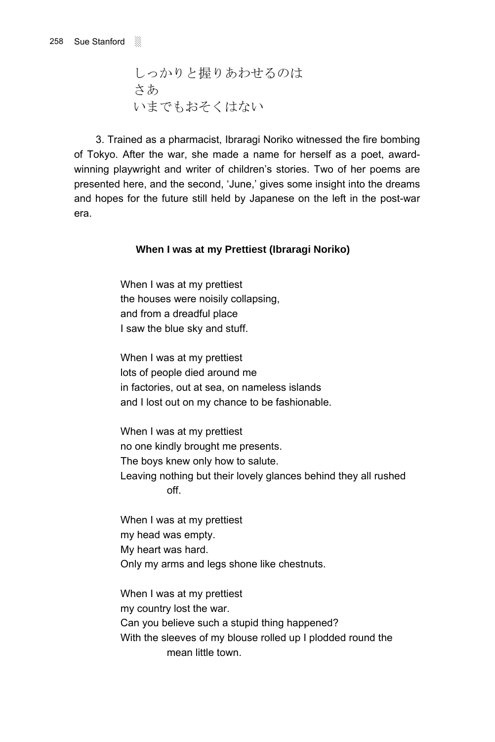しっかりと握りあわせるのは
さあ
いまでもおそくはない

3. Trained as a pharmacist, Ibraragi Noriko witnessed the fire bombing of Tokyo. After the war, she made a name for herself as a poet, award-winning playwright and writer of children's stories. Two of her poems are presented here, and the second, 'June,' gives some insight into the dreams and hopes for the future still held by Japanese on the left in the post-war era.

**When I was at my Prettiest (Ibraragi Noriko)**

When I was at my prettiest
the houses were noisily collapsing,
and from a dreadful place
I saw the blue sky and stuff.

When I was at my prettiest
lots of people died around me
in factories, out at sea, on nameless islands
and I lost out on my chance to be fashionable.

When I was at my prettiest
no one kindly brought me presents.
The boys knew only how to salute.
Leaving nothing but their lovely glances behind they all rushed off.

When I was at my prettiest
my head was empty.
My heart was hard.
Only my arms and legs shone like chestnuts.

When I was at my prettiest
my country lost the war.
Can you believe such a stupid thing happened?
With the sleeves of my blouse rolled up I plodded round the mean little town.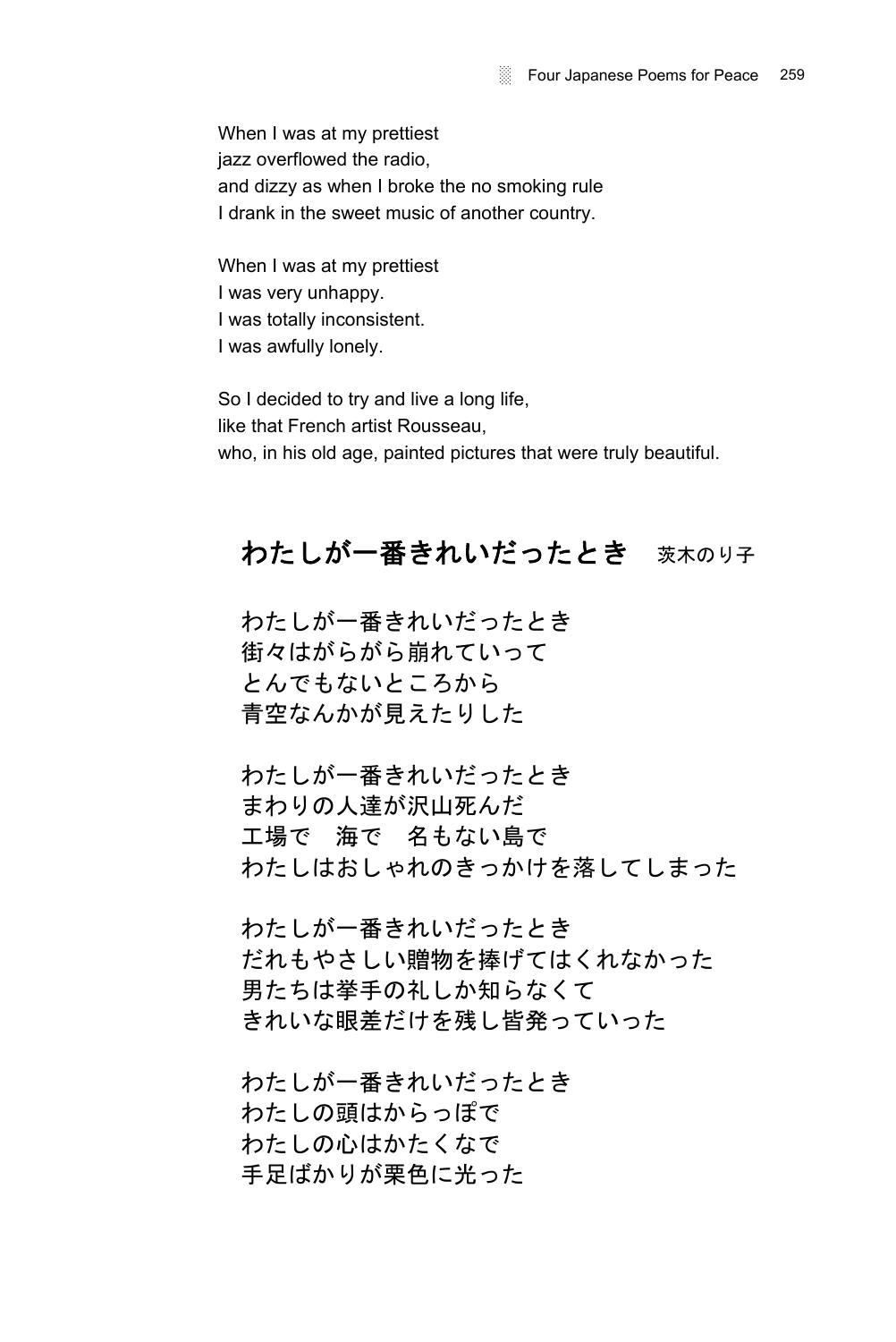When I was at my prettiest
jazz overflowed the radio,
and dizzy as when I broke the no smoking rule
I drank in the sweet music of another country.

When I was at my prettiest
I was very unhappy.
I was totally inconsistent.
I was awfully lonely.

So I decided to try and live a long life,
like that French artist Rousseau,
who, in his old age, painted pictures that were truly beautiful.

## わたしが一番きれいだったとき　茨木のり子

わたしが一番きれいだったとき
街々はがらがら崩れていって
とんでもないところから
青空なんかが見えたりした

わたしが一番きれいだったとき
まわりの人達が沢山死んだ
工場で　海で　名もない島で
わたしはおしゃれのきっかけを落してしまった

わたしが一番きれいだったとき
だれもやさしい贈物を捧げてはくれなかった
男たちは挙手の礼しか知らなくて
きれいな眼差だけを残し皆発っていった

わたしが一番きれいだったとき
わたしの頭はからっぽで
わたしの心はかたくなで
手足ばかりが栗色に光った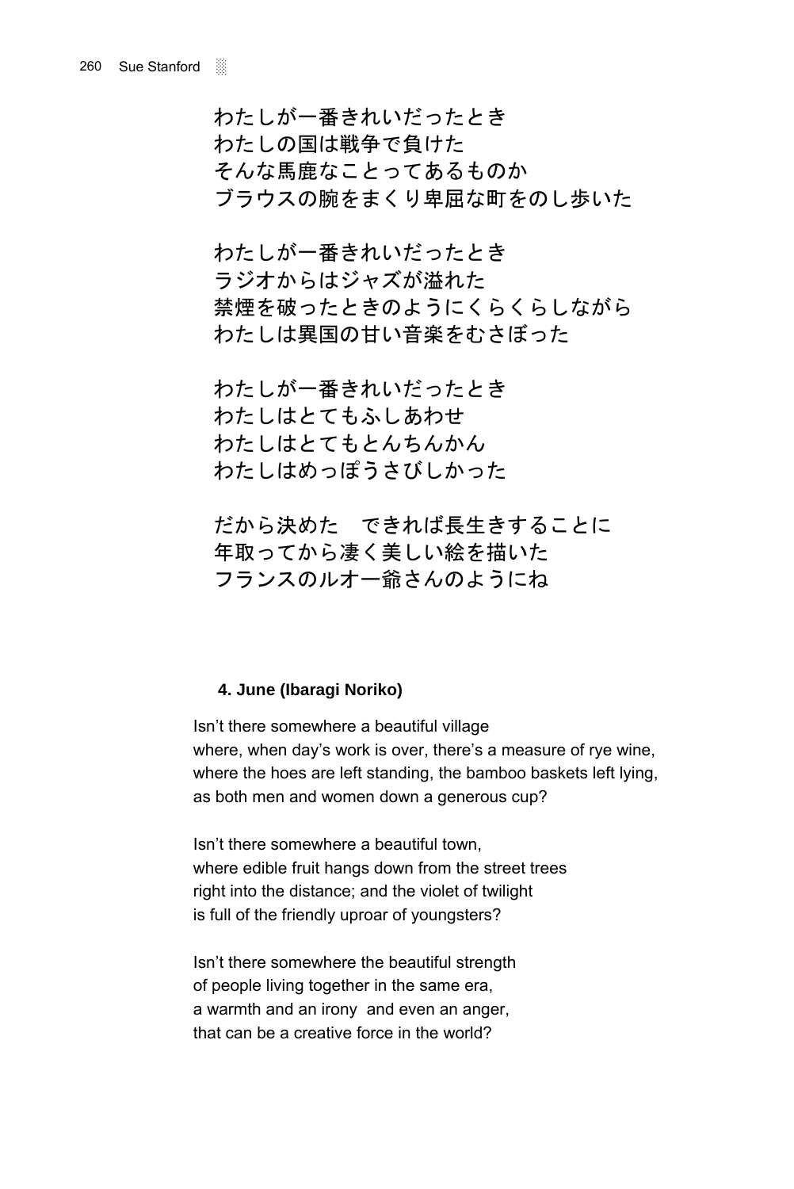わたしが一番きれいだったとき
わたしの国は戦争で負けた
そんな馬鹿なことってあるものか
ブラウスの腕をまくり卑屈な町をのし歩いた

わたしが一番きれいだったとき
ラジオからはジャズが溢れた
禁煙を破ったときのようにくらくらしながら
わたしは異国の甘い音楽をむさぼった

わたしが一番きれいだったとき
わたしはとてもふしあわせ
わたしはとてもとんちんかん
わたしはめっぽうさびしかった

だから決めた　できれば長生きすることに
年取ってから凄く美しい絵を描いた
フランスのルオー爺さんのようにね

#### 4. June (Ibaragi Noriko)

Isn't there somewhere a beautiful village
where, when day's work is over, there's a measure of rye wine,
where the hoes are left standing, the bamboo baskets left lying,
as both men and women down a generous cup?

Isn't there somewhere a beautiful town,
where edible fruit hangs down from the street trees
right into the distance; and the violet of twilight
is full of the friendly uproar of youngsters?

Isn't there somewhere the beautiful strength
of people living together in the same era,
a warmth and an irony and even an anger,
that can be a creative force in the world?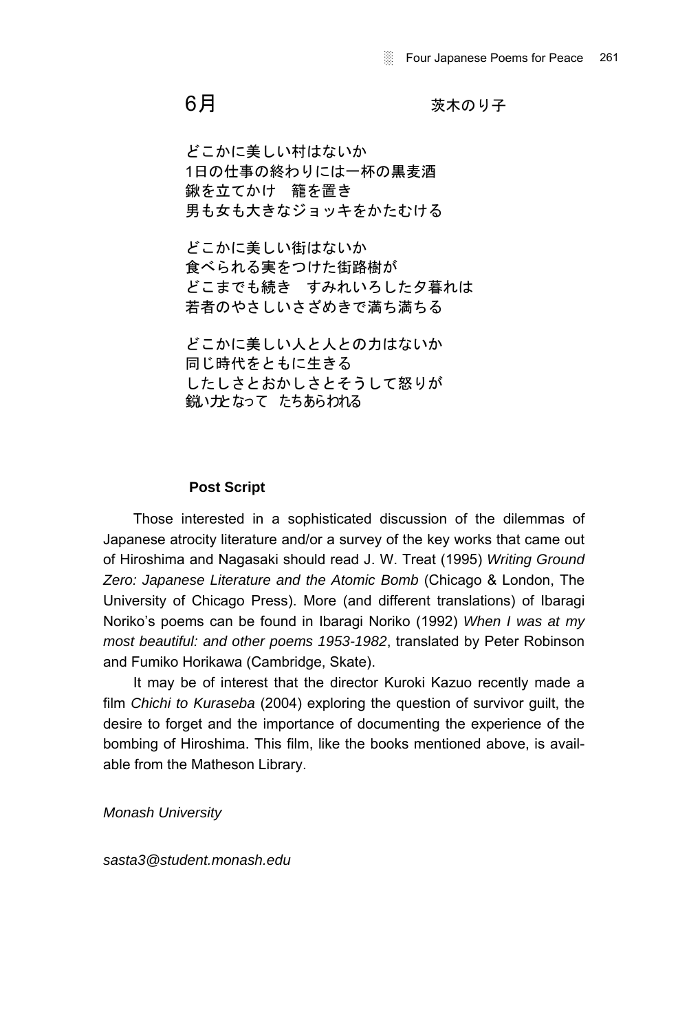# 6月

茨木のり子

どこかに美しい村はないか
1日の仕事の終わりには一杯の黒麦酒
鍬を立てかけ　籠を置き
男も女も大きなジョッキをかたむける

どこかに美しい街はないか
食べられる実をつけた街路樹が
どこまでも続き　すみれいろした夕暮れは
若者のやさしいさざめきで満ち満ちる

どこかに美しい人と人との力はないか
同じ時代をともに生きる
したしさとおかしさとそうして怒りが
鋭い力となって　たちあらわれる

**Post Script**

Those interested in a sophisticated discussion of the dilemmas of Japanese atrocity literature and/or a survey of the key works that came out of Hiroshima and Nagasaki should read J. W. Treat (1995) *Writing Ground Zero: Japanese Literature and the Atomic Bomb* (Chicago & London, The University of Chicago Press). More (and different translations) of Ibaragi Noriko's poems can be found in Ibaragi Noriko (1992) *When I was at my most beautiful: and other poems 1953-1982*, translated by Peter Robinson and Fumiko Horikawa (Cambridge, Skate).

It may be of interest that the director Kuroki Kazuo recently made a film *Chichi to Kuraseba* (2004) exploring the question of survivor guilt, the desire to forget and the importance of documenting the experience of the bombing of Hiroshima. This film, like the books mentioned above, is available from the Matheson Library.

*Monash University*

*sasta3@student.monash.edu*